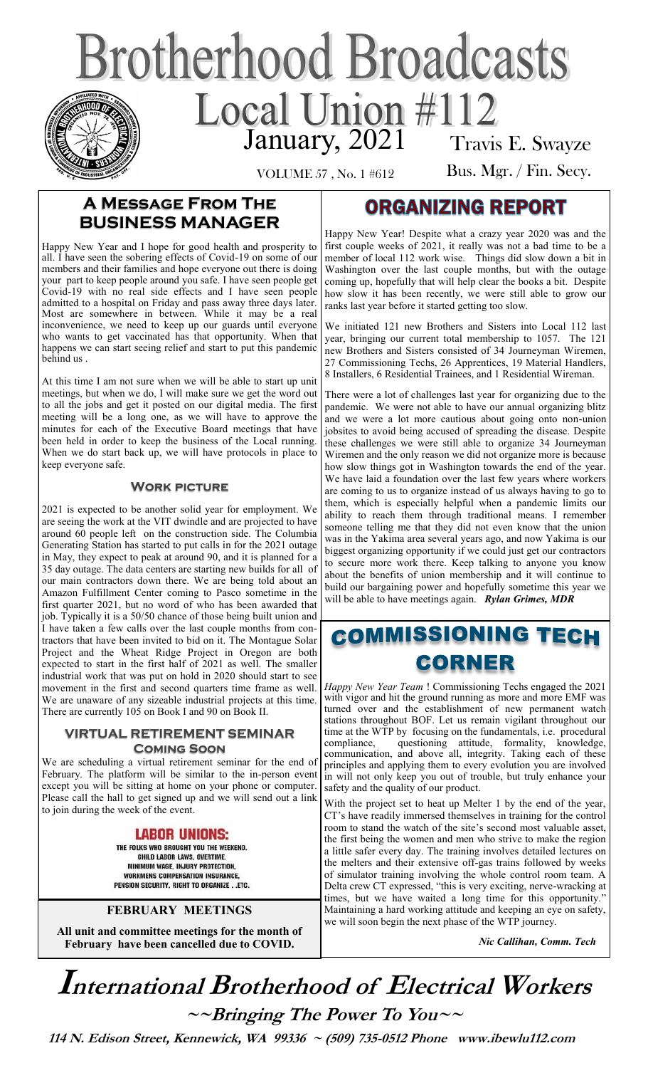# Brotherhood Broadcasts

## Local Union #112

January, 2021

VOLUME 57 , No. 1 #612

Travis E. Swayze
Bus. Mgr. / Fin. Secy.

## A Message From The Business Manager

Happy New Year and I hope for good health and prosperity to all. I have seen the sobering effects of Covid-19 on some of our members and their families and hope everyone out there is doing your part to keep people around you safe. I have seen people get Covid-19 with no real side effects and I have seen people admitted to a hospital on Friday and pass away three days later. Most are somewhere in between. While it may be a real inconvenience, we need to keep up our guards until everyone who wants to get vaccinated has that opportunity. When that happens we can start seeing relief and start to put this pandemic behind us .

At this time I am not sure when we will be able to start up unit meetings, but when we do, I will make sure we get the word out to all the jobs and get it posted on our digital media. The first meeting will be a long one, as we will have to approve the minutes for each of the Executive Board meetings that have been held in order to keep the business of the Local running. When we do start back up, we will have protocols in place to keep everyone safe.

### Work picture

2021 is expected to be another solid year for employment. We are seeing the work at the VIT dwindle and are projected to have around 60 people left on the construction side. The Columbia Generating Station has started to put calls in for the 2021 outage in May, they expect to peak at around 90, and it is planned for a 35 day outage. The data centers are starting new builds for all of our main contractors down there. We are being told about an Amazon Fulfillment Center coming to Pasco sometime in the first quarter 2021, but no word of who has been awarded that job. Typically it is a 50/50 chance of those being built union and I have taken a few calls over the last couple months from contractors that have been invited to bid on it. The Montague Solar Project and the Wheat Ridge Project in Oregon are both expected to start in the first half of 2021 as well. The smaller industrial work that was put on hold in 2020 should start to see movement in the first and second quarters time frame as well. We are unaware of any sizeable industrial projects at this time. There are currently 105 on Book I and 90 on Book II.

### Virtual Retirement Seminar Coming Soon

We are scheduling a virtual retirement seminar for the end of February. The platform will be similar to the in-person event except you will be sitting at home on your phone or computer. Please call the hall to get signed up and we will send out a link to join during the week of the event.

**LABOR UNIONS:**

THE FOLKS WHO BROUGHT YOU THE WEEKEND. CHILD LABOR LAWS, OVERTIME, MINIMUM WAGE, INJURY PROTECTION, WORKMENS COMPENSATION INSURANCE, PENSION SECURITY, RIGHT TO ORGANIZE . .ETC.

### FEBRUARY MEETINGS

**All unit and committee meetings for the month of February have been cancelled due to COVID.**

## ORGANIZING REPORT

Happy New Year! Despite what a crazy year 2020 was and the first couple weeks of 2021, it really was not a bad time to be a member of local 112 work wise. Things did slow down a bit in Washington over the last couple months, but with the outage coming up, hopefully that will help clear the books a bit. Despite how slow it has been recently, we were still able to grow our ranks last year before it started getting too slow.

We initiated 121 new Brothers and Sisters into Local 112 last year, bringing our current total membership to 1057. The 121 new Brothers and Sisters consisted of 34 Journeyman Wiremen, 27 Commissioning Techs, 26 Apprentices, 19 Material Handlers, 8 Installers, 6 Residential Trainees, and 1 Residential Wireman.

There were a lot of challenges last year for organizing due to the pandemic. We were not able to have our annual organizing blitz and we were a lot more cautious about going onto non-union jobsites to avoid being accused of spreading the disease. Despite these challenges we were still able to organize 34 Journeyman Wiremen and the only reason we did not organize more is because how slow things got in Washington towards the end of the year. We have laid a foundation over the last few years where workers are coming to us to organize instead of us always having to go to them, which is especially helpful when a pandemic limits our ability to reach them through traditional means. I remember someone telling me that they did not even know that the union was in the Yakima area several years ago, and now Yakima is our biggest organizing opportunity if we could just get our contractors to secure more work there. Keep talking to anyone you know about the benefits of union membership and it will continue to build our bargaining power and hopefully sometime this year we will be able to have meetings again. ***Rylan Grimes, MDR***

## COMMISSIONING TECH CORNER

*Happy New Year Team* ! Commissioning Techs engaged the 2021 with vigor and hit the ground running as more and more EMF was turned over and the establishment of new permanent watch stations throughout BOF. Let us remain vigilant throughout our time at the WTP by focusing on the fundamentals, i.e. procedural compliance, questioning attitude, formality, knowledge, communication, and above all, integrity. Taking each of these principles and applying them to every evolution you are involved in will not only keep you out of trouble, but truly enhance your safety and the quality of our product.

With the project set to heat up Melter 1 by the end of the year, CT's have readily immersed themselves in training for the control room to stand the watch of the site's second most valuable asset, the first being the women and men who strive to make the region a little safer every day. The training involves detailed lectures on the melters and their extensive off-gas trains followed by weeks of simulator training involving the whole control room team. A Delta crew CT expressed, "this is very exciting, nerve-wracking at times, but we have waited a long time for this opportunity." Maintaining a hard working attitude and keeping an eye on safety, we will soon begin the next phase of the WTP journey.

*Nic Callihan, Comm. Tech*

# International Brotherhood of Electrical Workers

**~~Bringing The Power To You~~**

**114 N. Edison Street, Kennewick, WA 99336 ~ (509) 735-0512 Phone www.ibewlu112.com**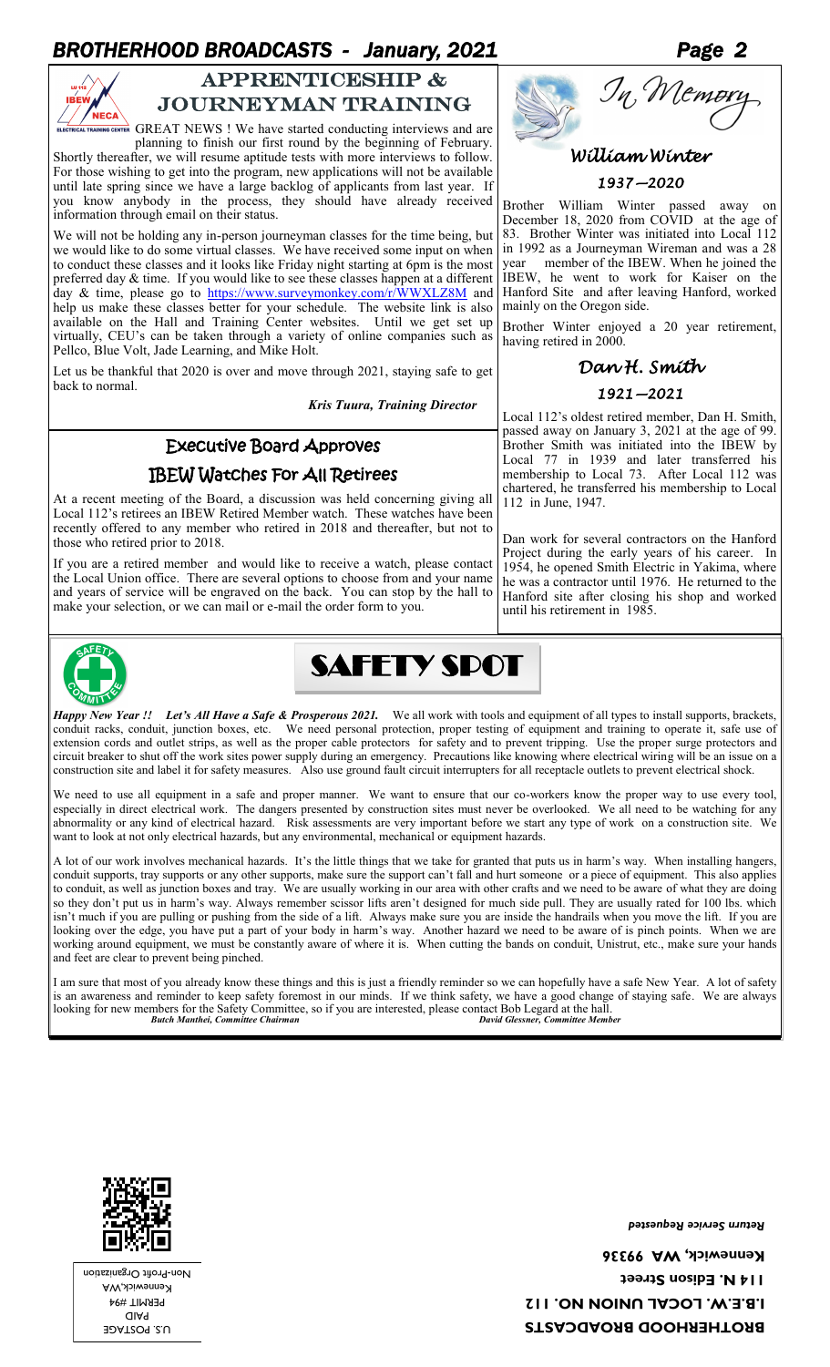## APPRENTICESHIP & JOURNEYMAN TRAINING

GREAT NEWS ! We have started conducting interviews and are planning to finish our first round by the beginning of February. Shortly thereafter, we will resume aptitude tests with more interviews to follow. For those wishing to get into the program, new applications will not be available until late spring since we have a large backlog of applicants from last year. If you know anybody in the process, they should have already received information through email on their status.

We will not be holding any in-person journeyman classes for the time being, but we would like to do some virtual classes. We have received some input on when to conduct these classes and it looks like Friday night starting at 6pm is the most preferred day & time. If you would like to see these classes happen at a different day & time, please go to https://www.surveymonkey.com/r/WWXLZ8M and help us make these classes better for your schedule. The website link is also available on the Hall and Training Center websites. Until we get set up virtually, CEU's can be taken through a variety of online companies such as Pellco, Blue Volt, Jade Learning, and Mike Holt.

Let us be thankful that 2020 is over and move through 2021, staying safe to get back to normal.

*Kris Tuura, Training Director*

## Executive Board Approves IBEW Watches For All Retirees

At a recent meeting of the Board, a discussion was held concerning giving all Local 112's retirees an IBEW Retired Member watch. These watches have been recently offered to any member who retired in 2018 and thereafter, but not to those who retired prior to 2018.

If you are a retired member and would like to receive a watch, please contact the Local Union office. There are several options to choose from and your name and years of service will be engraved on the back. You can stop by the hall to make your selection, or we can mail or e-mail the order form to you.

## In Memory

### William Winter

*1937—2020*

Brother William Winter passed away on December 18, 2020 from COVID at the age of 83. Brother Winter was initiated into Local 112 in 1992 as a Journeyman Wireman and was a 28 year member of the IBEW. When he joined the IBEW, he went to work for Kaiser on the Hanford Site and after leaving Hanford, worked mainly on the Oregon side.

Brother Winter enjoyed a 20 year retirement, having retired in 2000.

### Dan H. Smith

*1921—2021*

Local 112's oldest retired member, Dan H. Smith, passed away on January 3, 2021 at the age of 99. Brother Smith was initiated into the IBEW by Local 77 in 1939 and later transferred his membership to Local 73. After Local 112 was chartered, he transferred his membership to Local 112 in June, 1947.

Dan work for several contractors on the Hanford Project during the early years of his career. In 1954, he opened Smith Electric in Yakima, where he was a contractor until 1976. He returned to the Hanford site after closing his shop and worked until his retirement in 1985.

## SAFETY SPOT

***Happy New Year !! Let's All Have a Safe & Prosperous 2021.*** We all work with tools and equipment of all types to install supports, brackets, conduit racks, conduit, junction boxes, etc. We need personal protection, proper testing of equipment and training to operate it, safe use of extension cords and outlet strips, as well as the proper cable protectors for safety and to prevent tripping. Use the proper surge protectors and circuit breaker to shut off the work sites power supply during an emergency. Precautions like knowing where electrical wiring will be an issue on a construction site and label it for safety measures. Also use ground fault circuit interrupters for all receptacle outlets to prevent electrical shock.

We need to use all equipment in a safe and proper manner. We want to ensure that our co-workers know the proper way to use every tool, especially in direct electrical work. The dangers presented by construction sites must never be overlooked. We all need to be watching for any abnormality or any kind of electrical hazard. Risk assessments are very important before we start any type of work on a construction site. We want to look at not only electrical hazards, but any environmental, mechanical or equipment hazards.

A lot of our work involves mechanical hazards. It's the little things that we take for granted that puts us in harm's way. When installing hangers, conduit supports, tray supports or any other supports, make sure the support can't fall and hurt someone or a piece of equipment. This also applies to conduit, as well as junction boxes and tray. We are usually working in our area with other crafts and we need to be aware of what they are doing so they don't put us in harm's way. Always remember scissor lifts aren't designed for much side pull. They are usually rated for 100 lbs. which isn't much if you are pulling or pushing from the side of a lift. Always make sure you are inside the handrails when you move the lift. If you are looking over the edge, you have put a part of your body in harm's way. Another hazard we need to be aware of is pinch points. When we are working around equipment, we must be constantly aware of where it is. When cutting the bands on conduit, Unistrut, etc., make sure your hands and feet are clear to prevent being pinched.

I am sure that most of you already know these things and this is just a friendly reminder so we can hopefully have a safe New Year. A lot of safety is an awareness and reminder to keep safety foremost in our minds. If we think safety, we have a good change of staying safe. We are always looking for new members for the Safety Committee, so if you are interested, please contact Bob Legard at the hall.

***Butch Manthei, Committee Chairman*** ***David Glessner, Committee Member***

U.S. POSTAGE
PAID
PERMIT #94
Kennewick,WA
Non-Profit Organization

**BROTHERHOOD BROADCASTS**
**I.B.E.W. LOCAL UNION NO. 112**
**114 N. Edison Street**
**Kennewick, WA 99336**

*Return Service Requested*